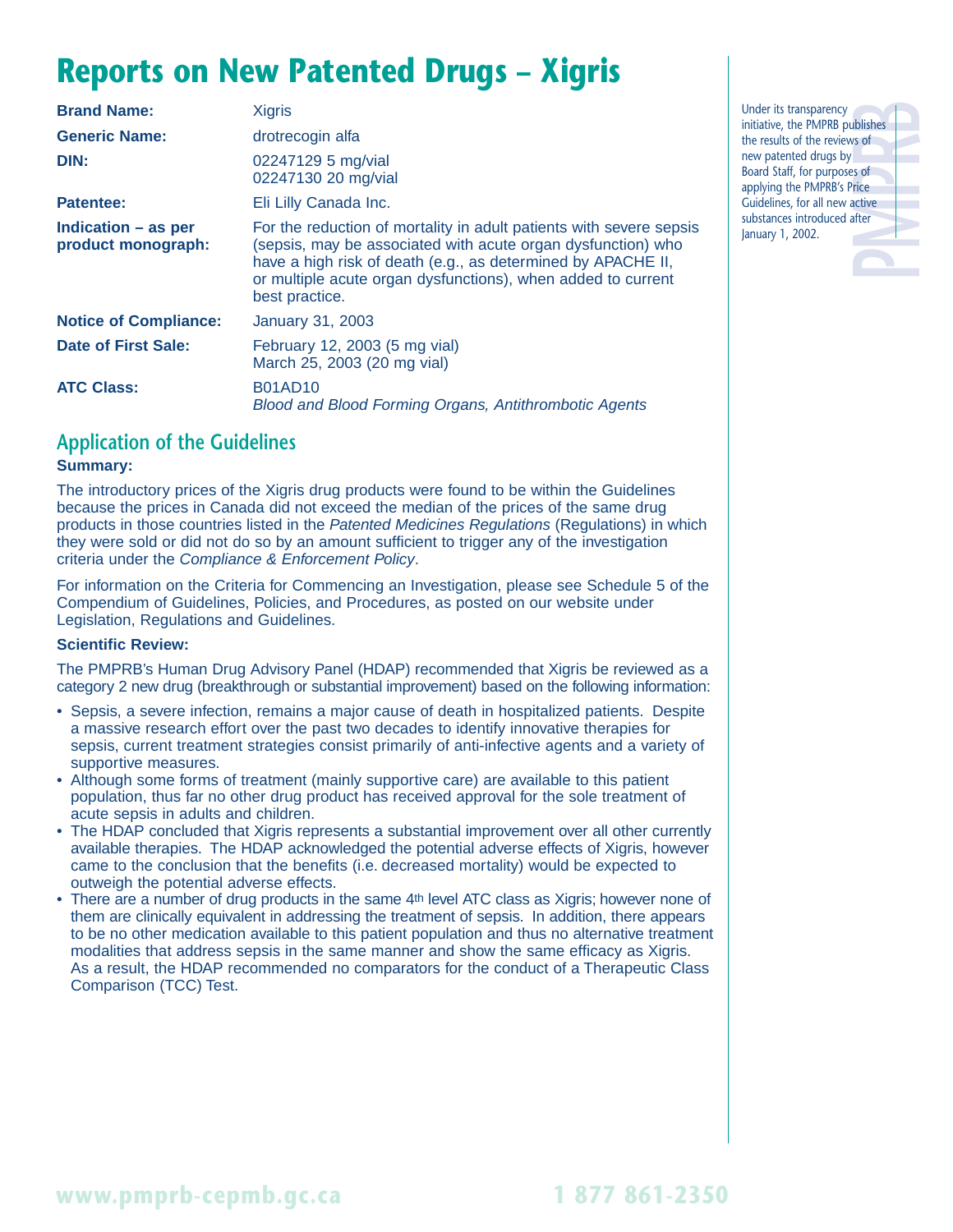# Reports on New Patented Drugs – Xigris

| | |
|---|---|
| **Brand Name:** | Xigris |
| **Generic Name:** | drotrecogin alfa |
| **DIN:** | 02247129 5 mg/vial<br>02247130 20 mg/vial |
| **Patentee:** | Eli Lilly Canada Inc. |
| **Indication – as per product monograph:** | For the reduction of mortality in adult patients with severe sepsis (sepsis, may be associated with acute organ dysfunction) who have a high risk of death (e.g., as determined by APACHE II, or multiple acute organ dysfunctions), when added to current best practice. |
| **Notice of Compliance:** | January 31, 2003 |
| **Date of First Sale:** | February 12, 2003 (5 mg vial)<br>March 25, 2003 (20 mg vial) |
| **ATC Class:** | B01AD10<br>*Blood and Blood Forming Organs, Antithrombotic Agents* |

Under its transparency initiative, the PMPRB publishes the results of the reviews of new patented drugs by Board Staff, for purposes of applying the PMPRB's Price Guidelines, for all new active substances introduced after January 1, 2002.

## Application of the Guidelines

### Summary:

The introductory prices of the Xigris drug products were found to be within the Guidelines because the prices in Canada did not exceed the median of the prices of the same drug products in those countries listed in the *Patented Medicines Regulations* (Regulations) in which they were sold or did not do so by an amount sufficient to trigger any of the investigation criteria under the *Compliance & Enforcement Policy*.

For information on the Criteria for Commencing an Investigation, please see Schedule 5 of the Compendium of Guidelines, Policies, and Procedures, as posted on our website under Legislation, Regulations and Guidelines.

### Scientific Review:

The PMPRB's Human Drug Advisory Panel (HDAP) recommended that Xigris be reviewed as a category 2 new drug (breakthrough or substantial improvement) based on the following information:

- Sepsis, a severe infection, remains a major cause of death in hospitalized patients. Despite a massive research effort over the past two decades to identify innovative therapies for sepsis, current treatment strategies consist primarily of anti-infective agents and a variety of supportive measures.
- Although some forms of treatment (mainly supportive care) are available to this patient population, thus far no other drug product has received approval for the sole treatment of acute sepsis in adults and children.
- The HDAP concluded that Xigris represents a substantial improvement over all other currently available therapies. The HDAP acknowledged the potential adverse effects of Xigris, however came to the conclusion that the benefits (i.e. decreased mortality) would be expected to outweigh the potential adverse effects.
- There are a number of drug products in the same 4th level ATC class as Xigris; however none of them are clinically equivalent in addressing the treatment of sepsis. In addition, there appears to be no other medication available to this patient population and thus no alternative treatment modalities that address sepsis in the same manner and show the same efficacy as Xigris. As a result, the HDAP recommended no comparators for the conduct of a Therapeutic Class Comparison (TCC) Test.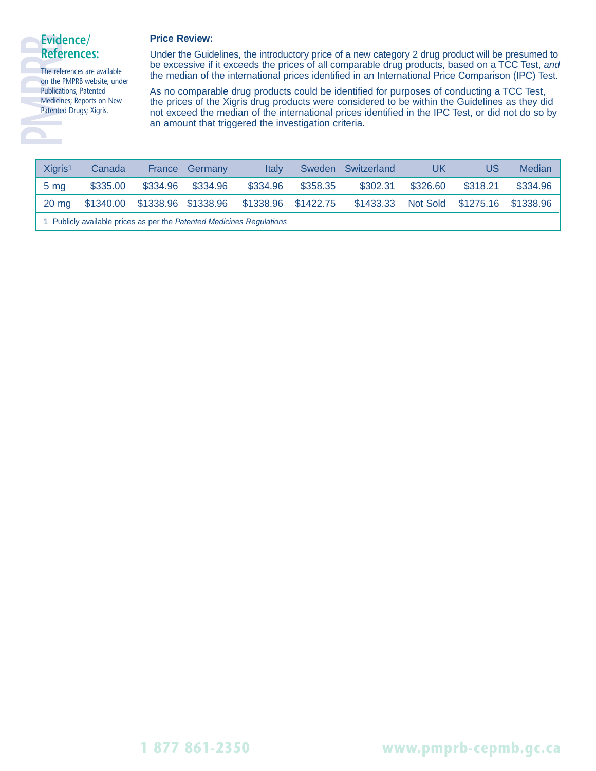## Evidence/ References:

The references are available on the PMPRB website, under Publications, Patented Medicines; Reports on New Patented Drugs; Xigris.

**Price Review:**

Under the Guidelines, the introductory price of a new category 2 drug product will be presumed to be excessive if it exceeds the prices of all comparable drug products, based on a TCC Test, *and* the median of the international prices identified in an International Price Comparison (IPC) Test.

As no comparable drug products could be identified for purposes of conducting a TCC Test, the prices of the Xigris drug products were considered to be within the Guidelines as they did not exceed the median of the international prices identified in the IPC Test, or did not do so by an amount that triggered the investigation criteria.

| Xigris[1] | Canada | France | Germany | Italy | Sweden | Switzerland | UK | US | Median |
|---|---|---|---|---|---|---|---|---|---|
| 5 mg | $335.00 | $334.96 | $334.96 | $334.96 | $358.35 | $302.31 | $326.60 | $318.21 | $334.96 |
| 20 mg | $1340.00 | $1338.96 | $1338.96 | $1338.96 | $1422.75 | $1433.33 | Not Sold | $1275.16 | $1338.96 |

1 Publicly available prices as per the *Patented Medicines Regulations*